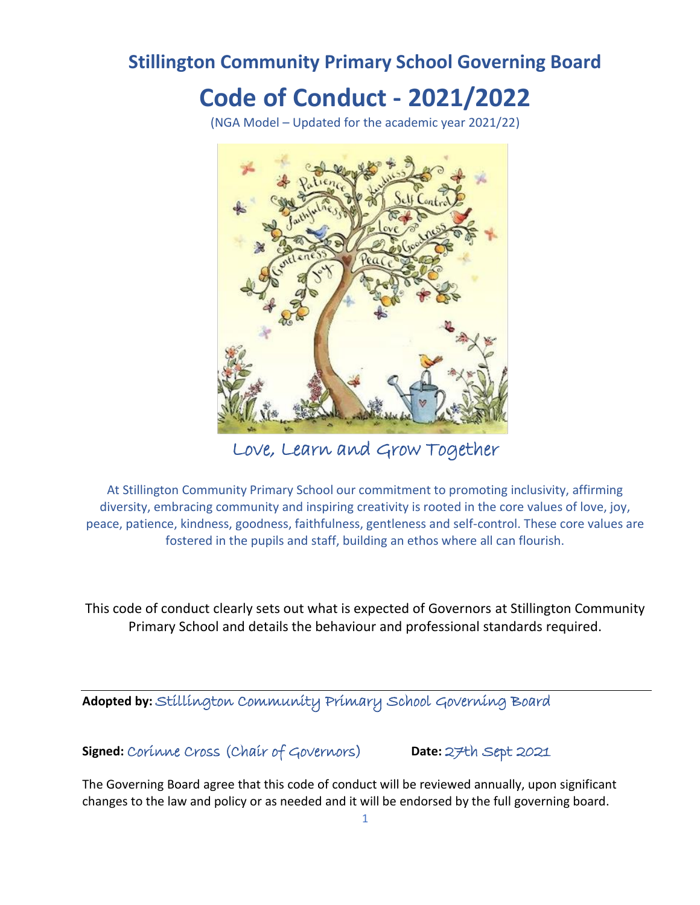# Stillington Community Primary School Governing Board

# Code of Conduct - 2021/2022

(NGA Model – Updated for the academic year 2021/22)

Love, Learn and Grow Together

At Stillington Community Primary School our commitment to promoting inclusivity, affirming diversity, embracing community and inspiring creativity is rooted in the core values of love, joy, peace, patience, kindness, goodness, faithfulness, gentleness and self-control. These core values are fostered in the pupils and staff, building an ethos where all can flourish.

This code of conduct clearly sets out what is expected of Governors at Stillington Community Primary School and details the behaviour and professional standards required.

**Adopted by:** Stillington Community Primary School Governing Board

**Signed:** Corinne Cross (Chair of Governors) **Date:** 27th Sept 2021

The Governing Board agree that this code of conduct will be reviewed annually, upon significant changes to the law and policy or as needed and it will be endorsed by the full governing board.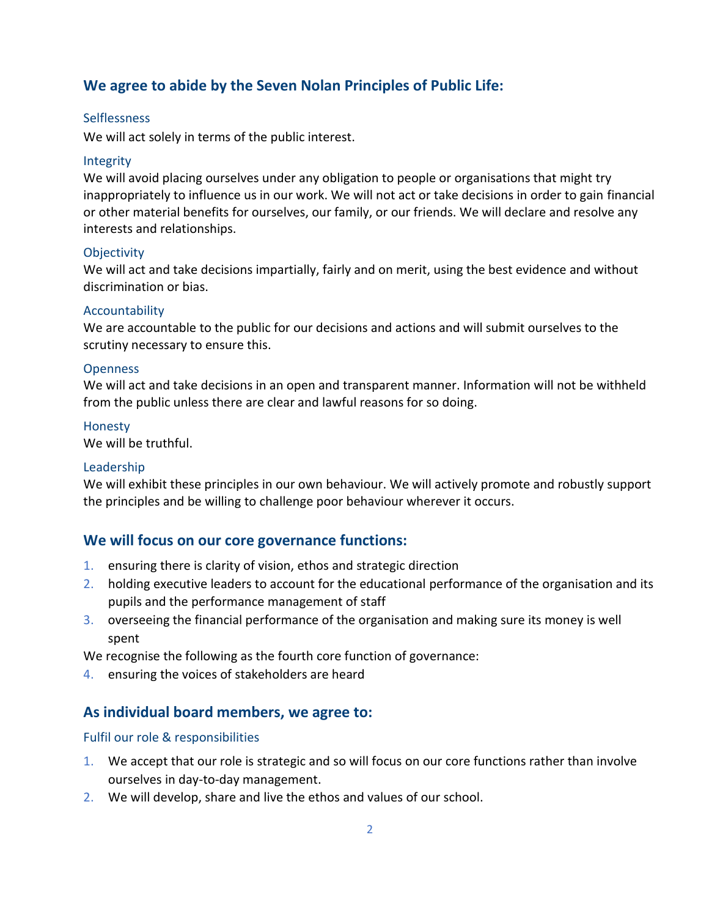## We agree to abide by the Seven Nolan Principles of Public Life:

### Selflessness

We will act solely in terms of the public interest.

### Integrity

We will avoid placing ourselves under any obligation to people or organisations that might try inappropriately to influence us in our work. We will not act or take decisions in order to gain financial or other material benefits for ourselves, our family, or our friends. We will declare and resolve any interests and relationships.

### Objectivity

We will act and take decisions impartially, fairly and on merit, using the best evidence and without discrimination or bias.

### Accountability

We are accountable to the public for our decisions and actions and will submit ourselves to the scrutiny necessary to ensure this.

### Openness

We will act and take decisions in an open and transparent manner. Information will not be withheld from the public unless there are clear and lawful reasons for so doing.

### Honesty

We will be truthful.

### Leadership

We will exhibit these principles in our own behaviour. We will actively promote and robustly support the principles and be willing to challenge poor behaviour wherever it occurs.

## We will focus on our core governance functions:

1. ensuring there is clarity of vision, ethos and strategic direction
2. holding executive leaders to account for the educational performance of the organisation and its pupils and the performance management of staff
3. overseeing the financial performance of the organisation and making sure its money is well spent

We recognise the following as the fourth core function of governance:

4. ensuring the voices of stakeholders are heard

## As individual board members, we agree to:

### Fulfil our role & responsibilities

1. We accept that our role is strategic and so will focus on our core functions rather than involve ourselves in day-to-day management.
2. We will develop, share and live the ethos and values of our school.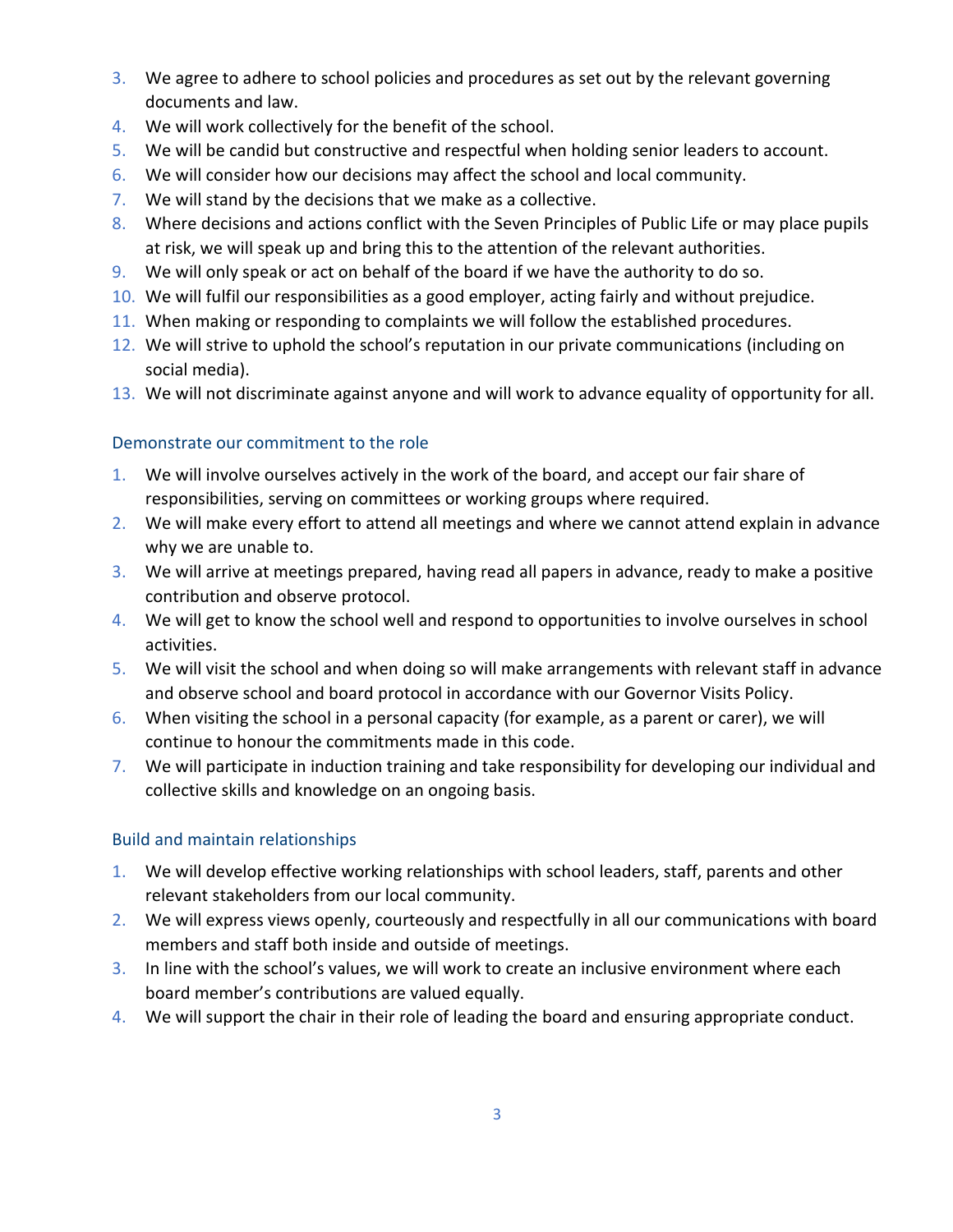3. We agree to adhere to school policies and procedures as set out by the relevant governing documents and law.
4. We will work collectively for the benefit of the school.
5. We will be candid but constructive and respectful when holding senior leaders to account.
6. We will consider how our decisions may affect the school and local community.
7. We will stand by the decisions that we make as a collective.
8. Where decisions and actions conflict with the Seven Principles of Public Life or may place pupils at risk, we will speak up and bring this to the attention of the relevant authorities.
9. We will only speak or act on behalf of the board if we have the authority to do so.
10. We will fulfil our responsibilities as a good employer, acting fairly and without prejudice.
11. When making or responding to complaints we will follow the established procedures.
12. We will strive to uphold the school's reputation in our private communications (including on social media).
13. We will not discriminate against anyone and will work to advance equality of opportunity for all.

### Demonstrate our commitment to the role

1. We will involve ourselves actively in the work of the board, and accept our fair share of responsibilities, serving on committees or working groups where required.
2. We will make every effort to attend all meetings and where we cannot attend explain in advance why we are unable to.
3. We will arrive at meetings prepared, having read all papers in advance, ready to make a positive contribution and observe protocol.
4. We will get to know the school well and respond to opportunities to involve ourselves in school activities.
5. We will visit the school and when doing so will make arrangements with relevant staff in advance and observe school and board protocol in accordance with our Governor Visits Policy.
6. When visiting the school in a personal capacity (for example, as a parent or carer), we will continue to honour the commitments made in this code.
7. We will participate in induction training and take responsibility for developing our individual and collective skills and knowledge on an ongoing basis.

### Build and maintain relationships

1. We will develop effective working relationships with school leaders, staff, parents and other relevant stakeholders from our local community.
2. We will express views openly, courteously and respectfully in all our communications with board members and staff both inside and outside of meetings.
3. In line with the school's values, we will work to create an inclusive environment where each board member's contributions are valued equally.
4. We will support the chair in their role of leading the board and ensuring appropriate conduct.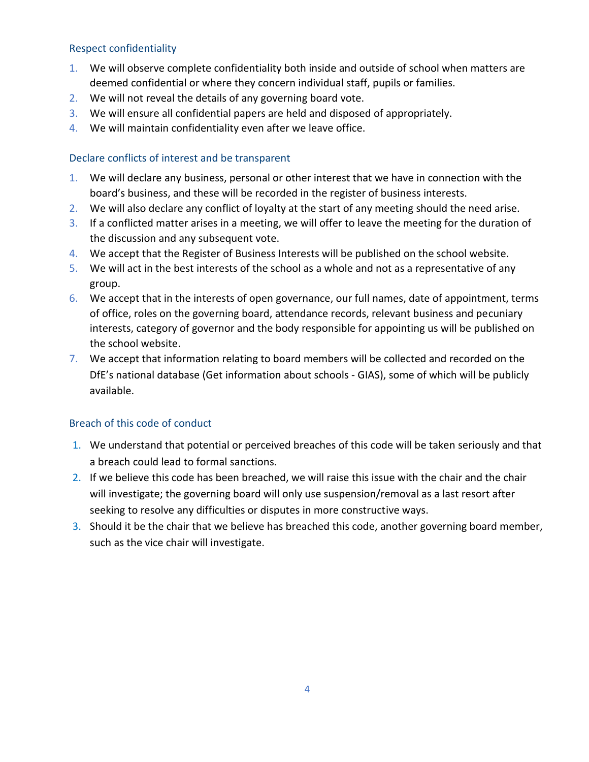### Respect confidentiality

1. We will observe complete confidentiality both inside and outside of school when matters are deemed confidential or where they concern individual staff, pupils or families.
2. We will not reveal the details of any governing board vote.
3. We will ensure all confidential papers are held and disposed of appropriately.
4. We will maintain confidentiality even after we leave office.

### Declare conflicts of interest and be transparent

1. We will declare any business, personal or other interest that we have in connection with the board's business, and these will be recorded in the register of business interests.
2. We will also declare any conflict of loyalty at the start of any meeting should the need arise.
3. If a conflicted matter arises in a meeting, we will offer to leave the meeting for the duration of the discussion and any subsequent vote.
4. We accept that the Register of Business Interests will be published on the school website.
5. We will act in the best interests of the school as a whole and not as a representative of any group.
6. We accept that in the interests of open governance, our full names, date of appointment, terms of office, roles on the governing board, attendance records, relevant business and pecuniary interests, category of governor and the body responsible for appointing us will be published on the school website.
7. We accept that information relating to board members will be collected and recorded on the DfE's national database (Get information about schools - GIAS), some of which will be publicly available.

### Breach of this code of conduct

1. We understand that potential or perceived breaches of this code will be taken seriously and that a breach could lead to formal sanctions.
2. If we believe this code has been breached, we will raise this issue with the chair and the chair will investigate; the governing board will only use suspension/removal as a last resort after seeking to resolve any difficulties or disputes in more constructive ways.
3. Should it be the chair that we believe has breached this code, another governing board member, such as the vice chair will investigate.